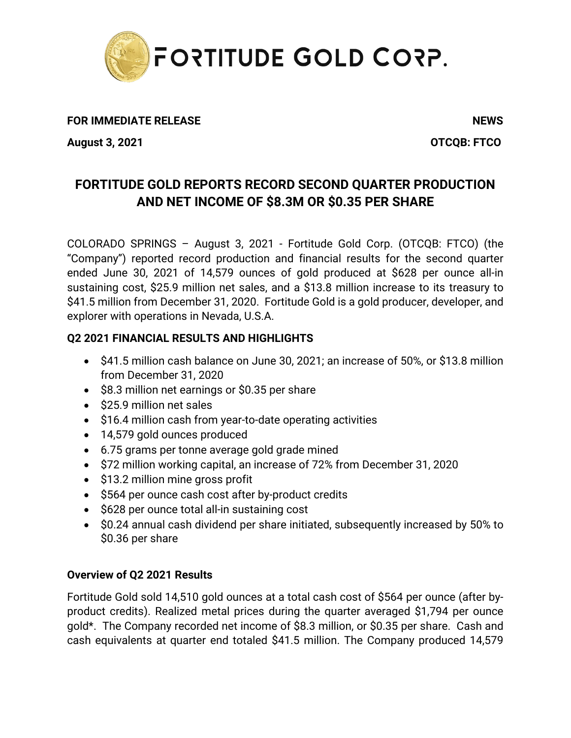FORTITUDE GOLD CORP.

**FOR IMMEDIATE RELEASE** **NEWS**

**August 3, 2021** **OTCQB: FTCO**

# FORTITUDE GOLD REPORTS RECORD SECOND QUARTER PRODUCTION AND NET INCOME OF $8.3M OR $0.35 PER SHARE

COLORADO SPRINGS – August 3, 2021 - Fortitude Gold Corp. (OTCQB: FTCO) (the "Company") reported record production and financial results for the second quarter ended June 30, 2021 of 14,579 ounces of gold produced at $628 per ounce all-in sustaining cost, $25.9 million net sales, and a $13.8 million increase to its treasury to $41.5 million from December 31, 2020. Fortitude Gold is a gold producer, developer, and explorer with operations in Nevada, U.S.A.

## Q2 2021 FINANCIAL RESULTS AND HIGHLIGHTS

- $41.5 million cash balance on June 30, 2021; an increase of 50%, or $13.8 million from December 31, 2020
- $8.3 million net earnings or $0.35 per share
- $25.9 million net sales
- $16.4 million cash from year-to-date operating activities
- 14,579 gold ounces produced
- 6.75 grams per tonne average gold grade mined
- $72 million working capital, an increase of 72% from December 31, 2020
- $13.2 million mine gross profit
- $564 per ounce cash cost after by-product credits
- $628 per ounce total all-in sustaining cost
- $0.24 annual cash dividend per share initiated, subsequently increased by 50% to $0.36 per share

## Overview of Q2 2021 Results

Fortitude Gold sold 14,510 gold ounces at a total cash cost of $564 per ounce (after by-product credits). Realized metal prices during the quarter averaged $1,794 per ounce gold*. The Company recorded net income of $8.3 million, or $0.35 per share. Cash and cash equivalents at quarter end totaled $41.5 million. The Company produced 14,579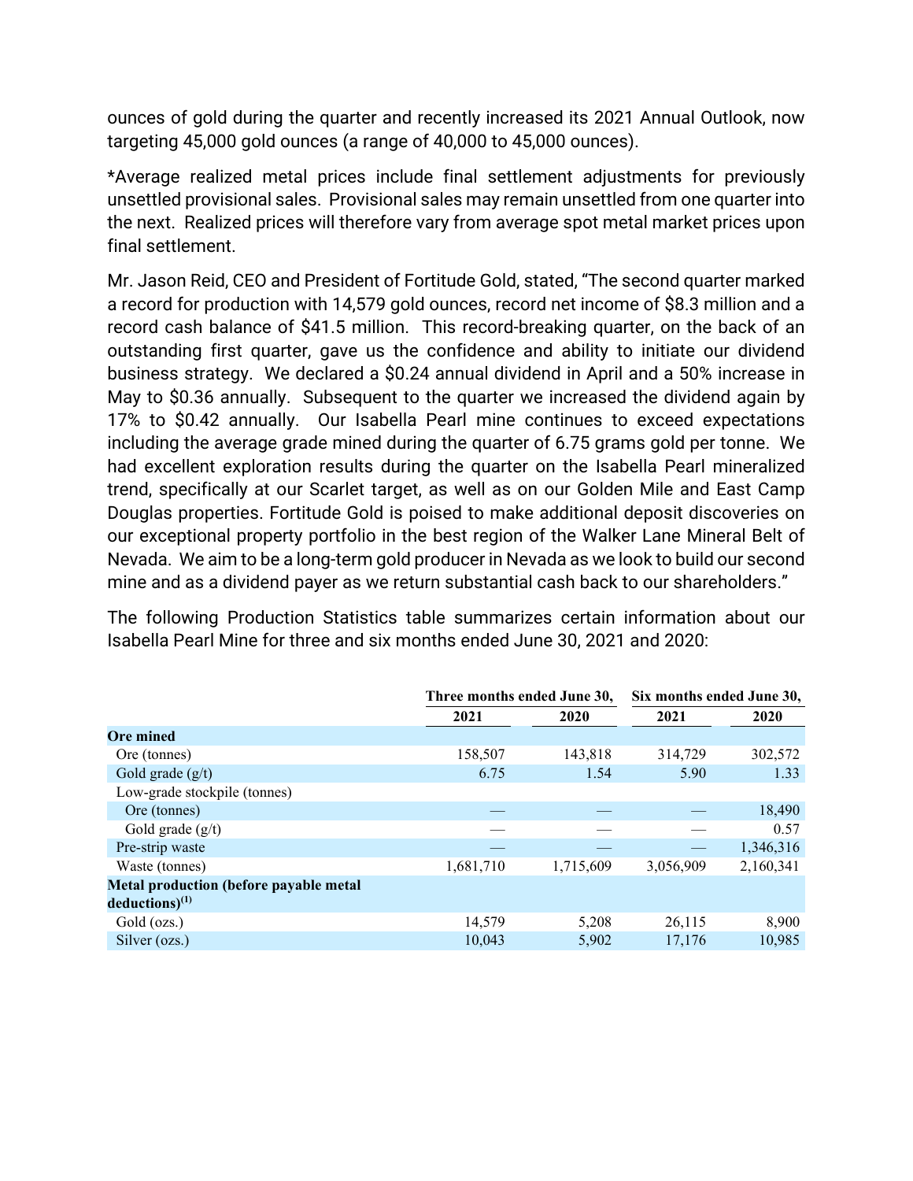ounces of gold during the quarter and recently increased its 2021 Annual Outlook, now targeting 45,000 gold ounces (a range of 40,000 to 45,000 ounces).

*Average realized metal prices include final settlement adjustments for previously unsettled provisional sales. Provisional sales may remain unsettled from one quarter into the next. Realized prices will therefore vary from average spot metal market prices upon final settlement.

Mr. Jason Reid, CEO and President of Fortitude Gold, stated, "The second quarter marked a record for production with 14,579 gold ounces, record net income of $8.3 million and a record cash balance of $41.5 million. This record-breaking quarter, on the back of an outstanding first quarter, gave us the confidence and ability to initiate our dividend business strategy. We declared a $0.24 annual dividend in April and a 50% increase in May to $0.36 annually. Subsequent to the quarter we increased the dividend again by 17% to $0.42 annually. Our Isabella Pearl mine continues to exceed expectations including the average grade mined during the quarter of 6.75 grams gold per tonne. We had excellent exploration results during the quarter on the Isabella Pearl mineralized trend, specifically at our Scarlet target, as well as on our Golden Mile and East Camp Douglas properties. Fortitude Gold is poised to make additional deposit discoveries on our exceptional property portfolio in the best region of the Walker Lane Mineral Belt of Nevada. We aim to be a long-term gold producer in Nevada as we look to build our second mine and as a dividend payer as we return substantial cash back to our shareholders."

The following Production Statistics table summarizes certain information about our Isabella Pearl Mine for three and six months ended June 30, 2021 and 2020:

| | Three months ended June 30, | | Six months ended June 30, | |
|---|---|---|---|---|
| | 2021 | 2020 | 2021 | 2020 |
| **Ore mined** | | | | |
| Ore (tonnes) | 158,507 | 143,818 | 314,729 | 302,572 |
| Gold grade (g/t) | 6.75 | 1.54 | 5.90 | 1.33 |
| Low-grade stockpile (tonnes) | | | | |
| Ore (tonnes) | — | — | — | 18,490 |
| Gold grade (g/t) | — | — | — | 0.57 |
| Pre-strip waste | — | — | — | 1,346,316 |
| Waste (tonnes) | 1,681,710 | 1,715,609 | 3,056,909 | 2,160,341 |
| **Metal production (before payable metal deductions)[1]** | | | | |
| Gold (ozs.) | 14,579 | 5,208 | 26,115 | 8,900 |
| Silver (ozs.) | 10,043 | 5,902 | 17,176 | 10,985 |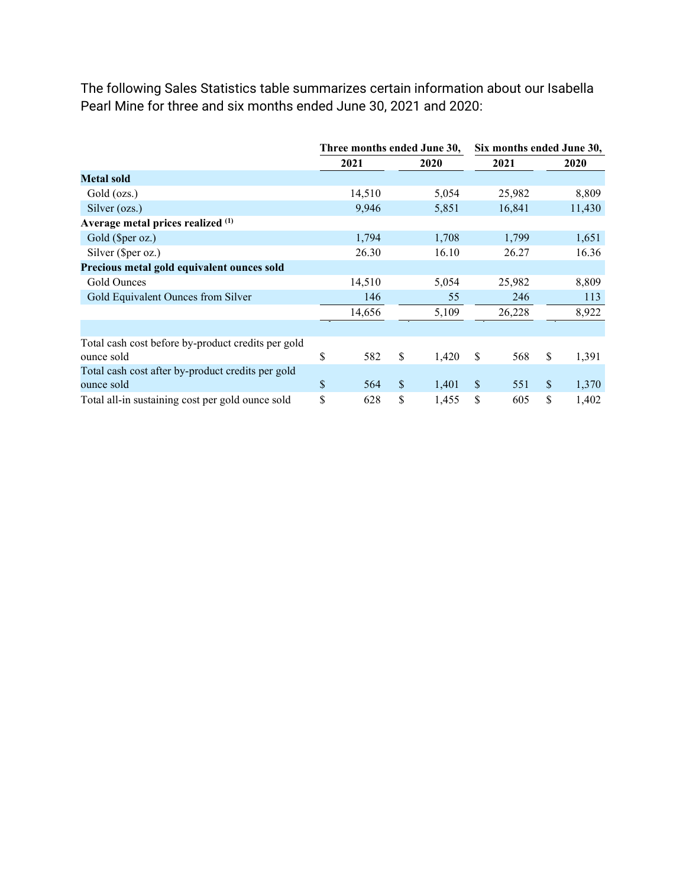The following Sales Statistics table summarizes certain information about our Isabella Pearl Mine for three and six months ended June 30, 2021 and 2020:

| | Three months ended June 30, | | Six months ended June 30, | |
|---|---|---|---|---|
| | 2021 | 2020 | 2021 | 2020 |
| **Metal sold** | | | | |
| Gold (ozs.) | 14,510 | 5,054 | 25,982 | 8,809 |
| Silver (ozs.) | 9,946 | 5,851 | 16,841 | 11,430 |
| **Average metal prices realized [(1)]** | | | | |
| Gold ($per oz.) | 1,794 | 1,708 | 1,799 | 1,651 |
| Silver ($per oz.) | 26.30 | 16.10 | 26.27 | 16.36 |
| **Precious metal gold equivalent ounces sold** | | | | |
| Gold Ounces | 14,510 | 5,054 | 25,982 | 8,809 |
| Gold Equivalent Ounces from Silver | 146 | 55 | 246 | 113 |
| | 14,656 | 5,109 | 26,228 | 8,922 |
| | | | | |
| Total cash cost before by-product credits per gold ounce sold | $ 582 | $ 1,420 | $ 568 | $ 1,391 |
| Total cash cost after by-product credits per gold ounce sold | $ 564 | $ 1,401 | $ 551 | $ 1,370 |
| Total all-in sustaining cost per gold ounce sold | $ 628 | $ 1,455 | $ 605 | $ 1,402 |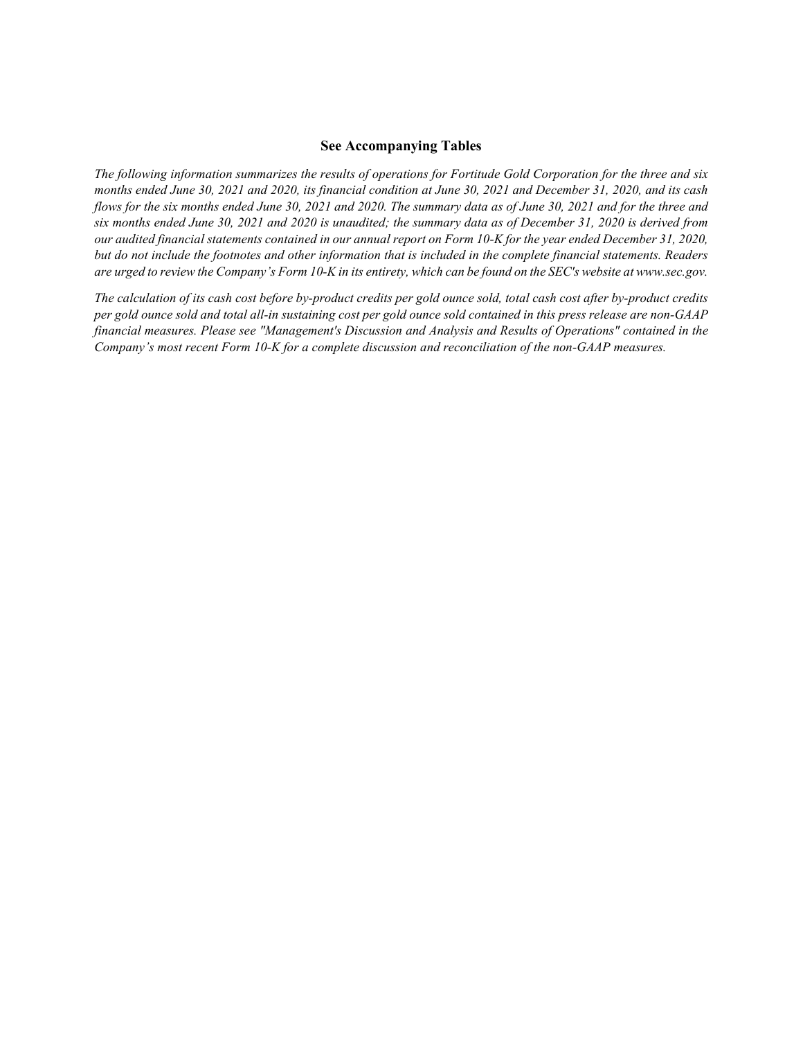## See Accompanying Tables

*The following information summarizes the results of operations for Fortitude Gold Corporation for the three and six months ended June 30, 2021 and 2020, its financial condition at June 30, 2021 and December 31, 2020, and its cash flows for the six months ended June 30, 2021 and 2020. The summary data as of June 30, 2021 and for the three and six months ended June 30, 2021 and 2020 is unaudited; the summary data as of December 31, 2020 is derived from our audited financial statements contained in our annual report on Form 10-K for the year ended December 31, 2020, but do not include the footnotes and other information that is included in the complete financial statements. Readers are urged to review the Company's Form 10-K in its entirety, which can be found on the SEC's website at www.sec.gov.*

*The calculation of its cash cost before by-product credits per gold ounce sold, total cash cost after by-product credits per gold ounce sold and total all-in sustaining cost per gold ounce sold contained in this press release are non-GAAP financial measures. Please see "Management's Discussion and Analysis and Results of Operations" contained in the Company's most recent Form 10-K for a complete discussion and reconciliation of the non-GAAP measures.*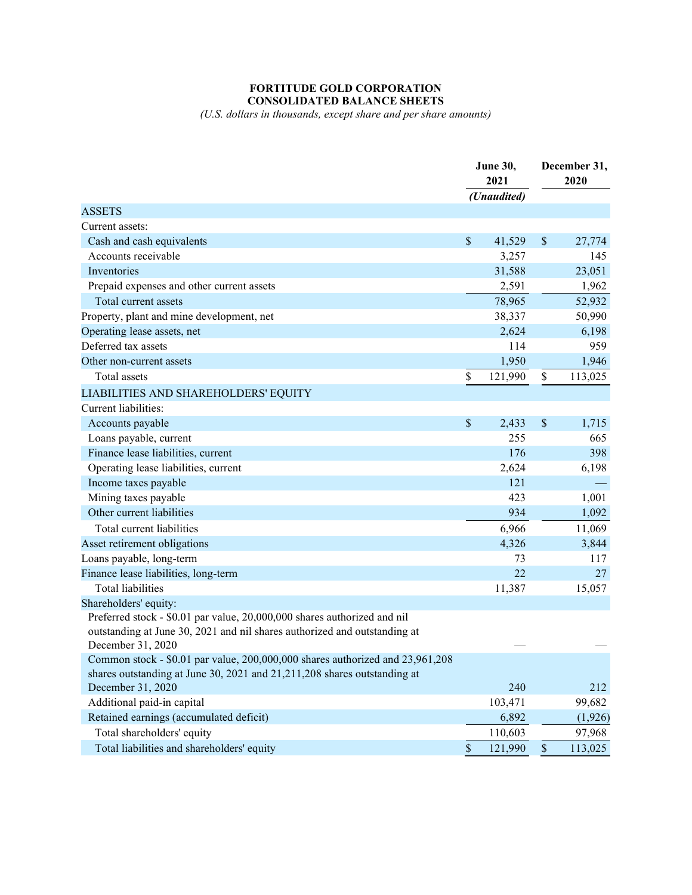**FORTITUDE GOLD CORPORATION**
**CONSOLIDATED BALANCE SHEETS**
*(U.S. dollars in thousands, except share and per share amounts)*

| | June 30, 2021 *(Unaudited)* | December 31, 2020 |
|---|---|---|
| ASSETS | | |
| Current assets: | | |
| Cash and cash equivalents | $ 41,529 | $ 27,774 |
| Accounts receivable | 3,257 | 145 |
| Inventories | 31,588 | 23,051 |
| Prepaid expenses and other current assets | 2,591 | 1,962 |
| Total current assets | 78,965 | 52,932 |
| Property, plant and mine development, net | 38,337 | 50,990 |
| Operating lease assets, net | 2,624 | 6,198 |
| Deferred tax assets | 114 | 959 |
| Other non-current assets | 1,950 | 1,946 |
| Total assets | $ 121,990 | $ 113,025 |
| LIABILITIES AND SHAREHOLDERS' EQUITY | | |
| Current liabilities: | | |
| Accounts payable | $ 2,433 | $ 1,715 |
| Loans payable, current | 255 | 665 |
| Finance lease liabilities, current | 176 | 398 |
| Operating lease liabilities, current | 2,624 | 6,198 |
| Income taxes payable | 121 | — |
| Mining taxes payable | 423 | 1,001 |
| Other current liabilities | 934 | 1,092 |
| Total current liabilities | 6,966 | 11,069 |
| Asset retirement obligations | 4,326 | 3,844 |
| Loans payable, long-term | 73 | 117 |
| Finance lease liabilities, long-term | 22 | 27 |
| Total liabilities | 11,387 | 15,057 |
| Shareholders' equity: | | |
| Preferred stock - $0.01 par value, 20,000,000 shares authorized and nil outstanding at June 30, 2021 and nil shares authorized and outstanding at December 31, 2020 | — | — |
| Common stock - $0.01 par value, 200,000,000 shares authorized and 23,961,208 shares outstanding at June 30, 2021 and 21,211,208 shares outstanding at December 31, 2020 | 240 | 212 |
| Additional paid-in capital | 103,471 | 99,682 |
| Retained earnings (accumulated deficit) | 6,892 | (1,926) |
| Total shareholders' equity | 110,603 | 97,968 |
| Total liabilities and shareholders' equity | $ 121,990 | $ 113,025 |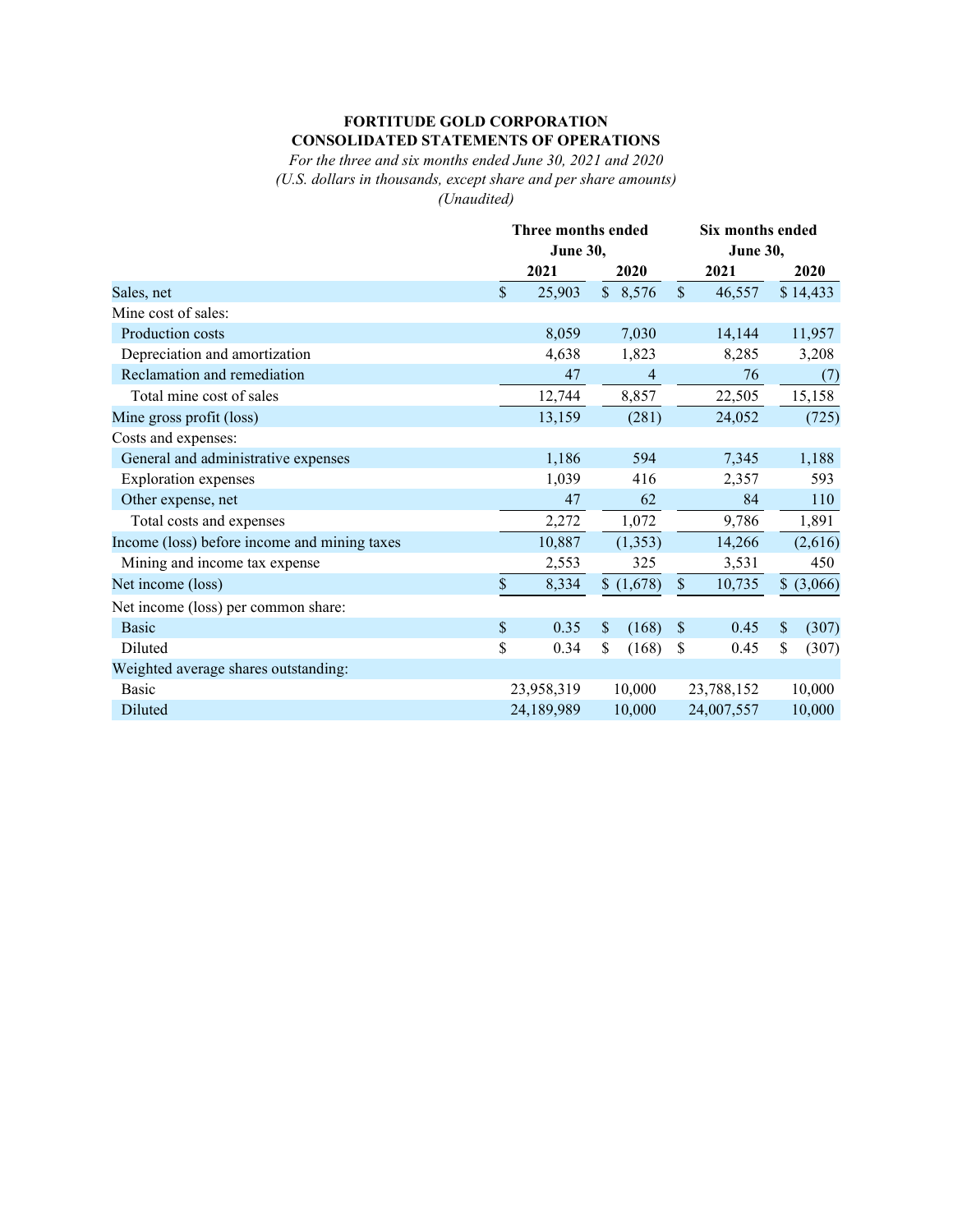**FORTITUDE GOLD CORPORATION**
**CONSOLIDATED STATEMENTS OF OPERATIONS**
*For the three and six months ended June 30, 2021 and 2020*
*(U.S. dollars in thousands, except share and per share amounts)*
*(Unaudited)*

| | Three months ended June 30, | | Six months ended June 30, | |
|---|---|---|---|---|
| | 2021 | 2020 | 2021 | 2020 |
| Sales, net | $ 25,903 | $ 8,576 | $ 46,557 | $ 14,433 |
| Mine cost of sales: | | | | |
| Production costs | 8,059 | 7,030 | 14,144 | 11,957 |
| Depreciation and amortization | 4,638 | 1,823 | 8,285 | 3,208 |
| Reclamation and remediation | 47 | 4 | 76 | (7) |
| Total mine cost of sales | 12,744 | 8,857 | 22,505 | 15,158 |
| Mine gross profit (loss) | 13,159 | (281) | 24,052 | (725) |
| Costs and expenses: | | | | |
| General and administrative expenses | 1,186 | 594 | 7,345 | 1,188 |
| Exploration expenses | 1,039 | 416 | 2,357 | 593 |
| Other expense, net | 47 | 62 | 84 | 110 |
| Total costs and expenses | 2,272 | 1,072 | 9,786 | 1,891 |
| Income (loss) before income and mining taxes | 10,887 | (1,353) | 14,266 | (2,616) |
| Mining and income tax expense | 2,553 | 325 | 3,531 | 450 |
| Net income (loss) | $ 8,334 | $ (1,678) | $ 10,735 | $ (3,066) |
| Net income (loss) per common share: | | | | |
| Basic | $ 0.35 | $ (168) | $ 0.45 | $ (307) |
| Diluted | $ 0.34 | $ (168) | $ 0.45 | $ (307) |
| Weighted average shares outstanding: | | | | |
| Basic | 23,958,319 | 10,000 | 23,788,152 | 10,000 |
| Diluted | 24,189,989 | 10,000 | 24,007,557 | 10,000 |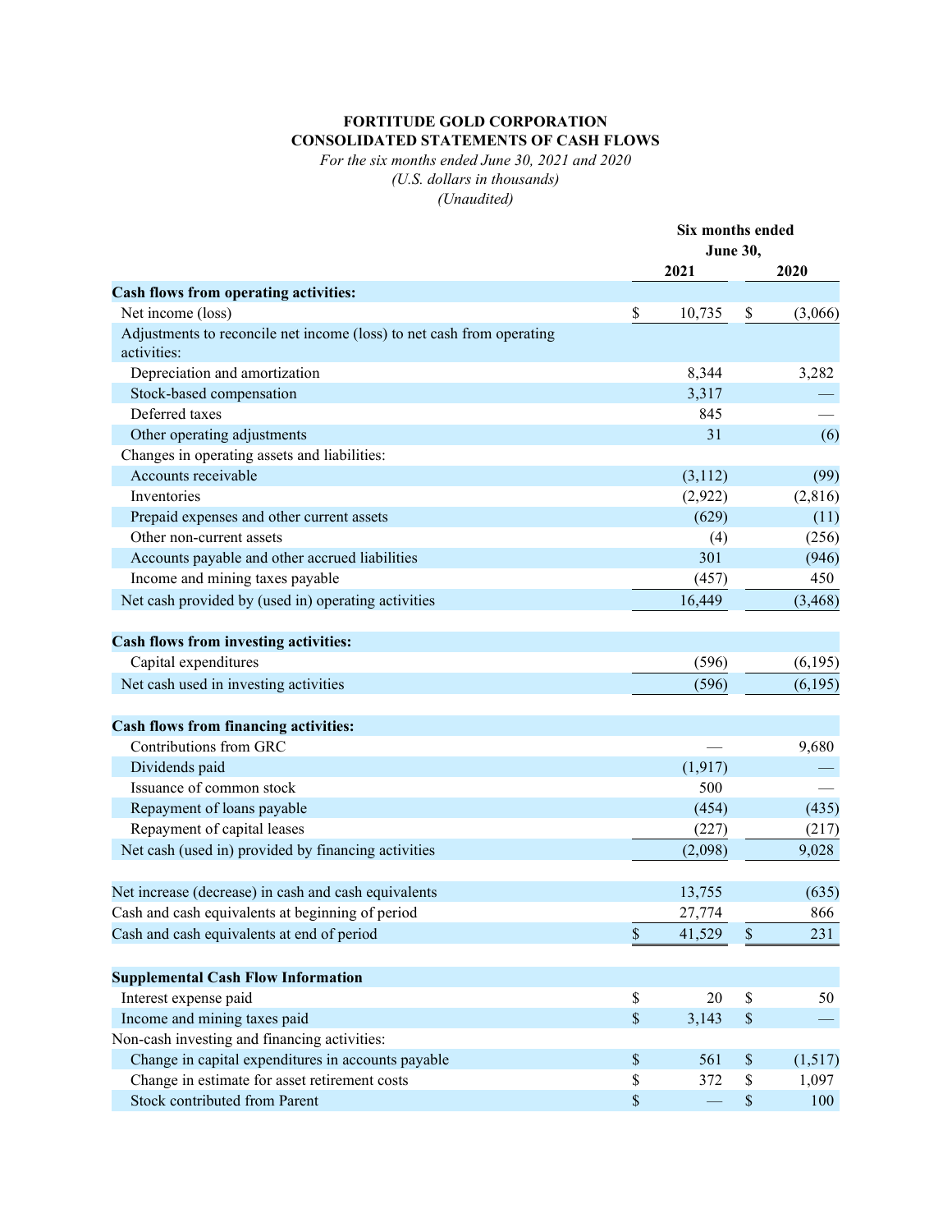**FORTITUDE GOLD CORPORATION**
**CONSOLIDATED STATEMENTS OF CASH FLOWS**
*For the six months ended June 30, 2021 and 2020*
*(U.S. dollars in thousands)*
*(Unaudited)*

| | Six months ended June 30, | |
|---|---|---|
| | 2021 | 2020 |
| **Cash flows from operating activities:** | | |
| Net income (loss) | $ 10,735 | $ (3,066) |
| Adjustments to reconcile net income (loss) to net cash from operating activities: | | |
| Depreciation and amortization | 8,344 | 3,282 |
| Stock-based compensation | 3,317 | — |
| Deferred taxes | 845 | — |
| Other operating adjustments | 31 | (6) |
| Changes in operating assets and liabilities: | | |
| Accounts receivable | (3,112) | (99) |
| Inventories | (2,922) | (2,816) |
| Prepaid expenses and other current assets | (629) | (11) |
| Other non-current assets | (4) | (256) |
| Accounts payable and other accrued liabilities | 301 | (946) |
| Income and mining taxes payable | (457) | 450 |
| Net cash provided by (used in) operating activities | 16,449 | (3,468) |
| | | |
| **Cash flows from investing activities:** | | |
| Capital expenditures | (596) | (6,195) |
| Net cash used in investing activities | (596) | (6,195) |
| | | |
| **Cash flows from financing activities:** | | |
| Contributions from GRC | — | 9,680 |
| Dividends paid | (1,917) | — |
| Issuance of common stock | 500 | — |
| Repayment of loans payable | (454) | (435) |
| Repayment of capital leases | (227) | (217) |
| Net cash (used in) provided by financing activities | (2,098) | 9,028 |
| | | |
| Net increase (decrease) in cash and cash equivalents | 13,755 | (635) |
| Cash and cash equivalents at beginning of period | 27,774 | 866 |
| Cash and cash equivalents at end of period | $ 41,529 | $ 231 |
| | | |
| **Supplemental Cash Flow Information** | | |
| Interest expense paid | $ 20 | $ 50 |
| Income and mining taxes paid | $ 3,143 | $ — |
| Non-cash investing and financing activities: | | |
| Change in capital expenditures in accounts payable | $ 561 | $ (1,517) |
| Change in estimate for asset retirement costs | $ 372 | $ 1,097 |
| Stock contributed from Parent | $ — | $ 100 |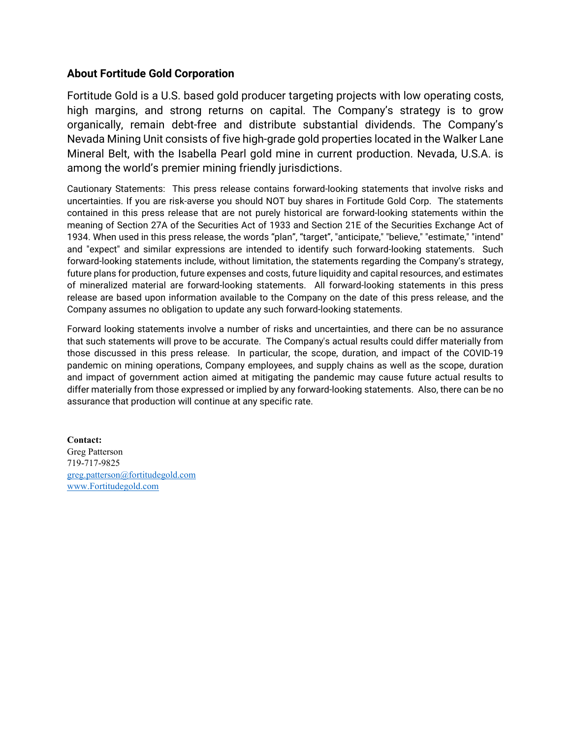## About Fortitude Gold Corporation

Fortitude Gold is a U.S. based gold producer targeting projects with low operating costs, high margins, and strong returns on capital. The Company's strategy is to grow organically, remain debt-free and distribute substantial dividends. The Company's Nevada Mining Unit consists of five high-grade gold properties located in the Walker Lane Mineral Belt, with the Isabella Pearl gold mine in current production. Nevada, U.S.A. is among the world's premier mining friendly jurisdictions.

Cautionary Statements: This press release contains forward-looking statements that involve risks and uncertainties. If you are risk-averse you should NOT buy shares in Fortitude Gold Corp. The statements contained in this press release that are not purely historical are forward-looking statements within the meaning of Section 27A of the Securities Act of 1933 and Section 21E of the Securities Exchange Act of 1934. When used in this press release, the words "plan", "target", "anticipate," "believe," "estimate," "intend" and "expect" and similar expressions are intended to identify such forward-looking statements. Such forward-looking statements include, without limitation, the statements regarding the Company's strategy, future plans for production, future expenses and costs, future liquidity and capital resources, and estimates of mineralized material are forward-looking statements. All forward-looking statements in this press release are based upon information available to the Company on the date of this press release, and the Company assumes no obligation to update any such forward-looking statements.

Forward looking statements involve a number of risks and uncertainties, and there can be no assurance that such statements will prove to be accurate. The Company's actual results could differ materially from those discussed in this press release. In particular, the scope, duration, and impact of the COVID-19 pandemic on mining operations, Company employees, and supply chains as well as the scope, duration and impact of government action aimed at mitigating the pandemic may cause future actual results to differ materially from those expressed or implied by any forward-looking statements. Also, there can be no assurance that production will continue at any specific rate.

**Contact:**
Greg Patterson
719-717-9825
greg.patterson@fortitudegold.com
www.Fortitudegold.com